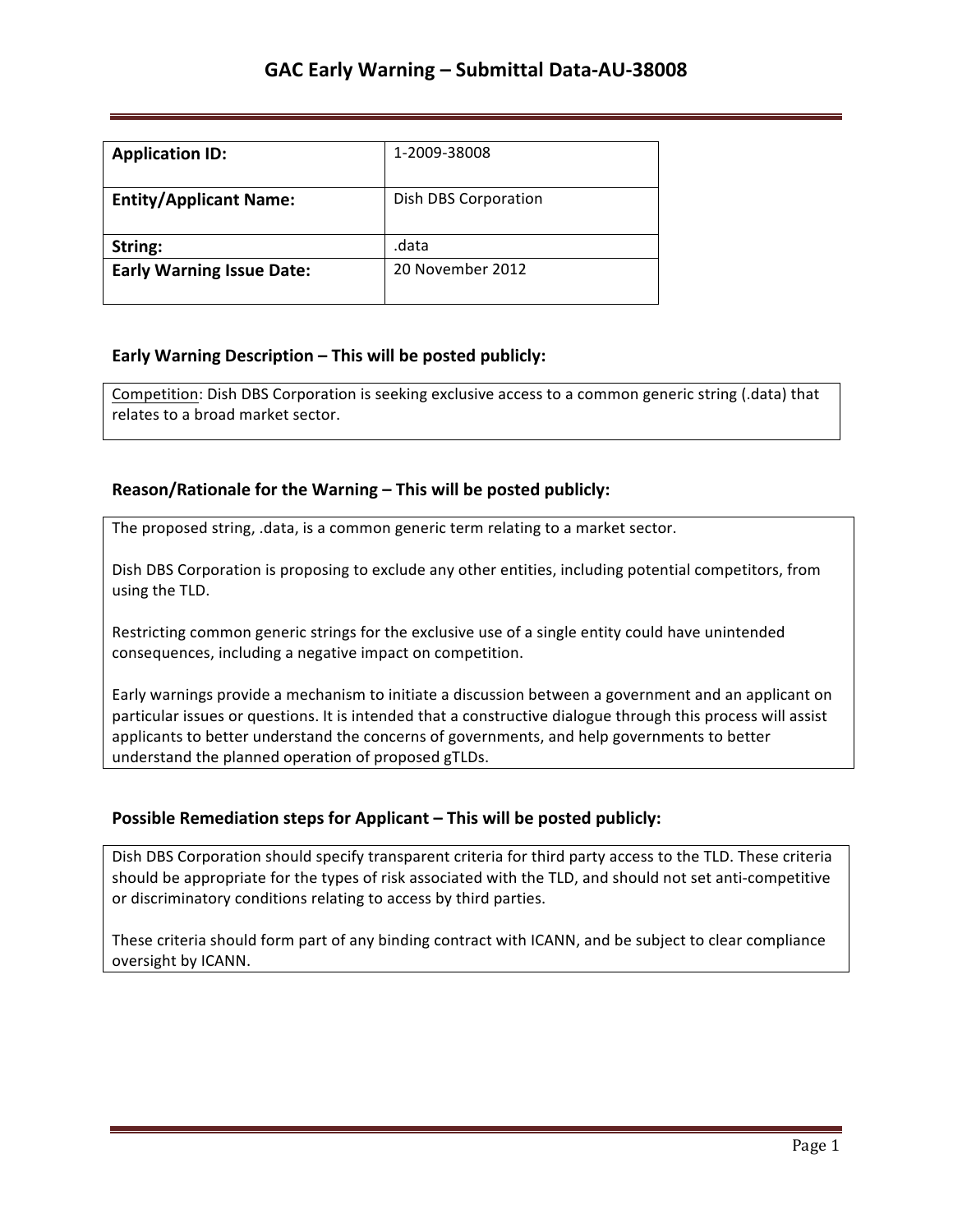# GAC Early Warning – Submittal Data-AU-38008

| **Application ID:** | 1-2009-38008 |
|---|---|
| **Entity/Applicant Name:** | Dish DBS Corporation |
| **String:** | .data |
| **Early Warning Issue Date:** | 20 November 2012 |

### Early Warning Description – This will be posted publicly:

Competition: Dish DBS Corporation is seeking exclusive access to a common generic string (.data) that relates to a broad market sector.

### Reason/Rationale for the Warning – This will be posted publicly:

The proposed string, .data, is a common generic term relating to a market sector.

Dish DBS Corporation is proposing to exclude any other entities, including potential competitors, from using the TLD.

Restricting common generic strings for the exclusive use of a single entity could have unintended consequences, including a negative impact on competition.

Early warnings provide a mechanism to initiate a discussion between a government and an applicant on particular issues or questions. It is intended that a constructive dialogue through this process will assist applicants to better understand the concerns of governments, and help governments to better understand the planned operation of proposed gTLDs.

### Possible Remediation steps for Applicant – This will be posted publicly:

Dish DBS Corporation should specify transparent criteria for third party access to the TLD. These criteria should be appropriate for the types of risk associated with the TLD, and should not set anti-competitive or discriminatory conditions relating to access by third parties.

These criteria should form part of any binding contract with ICANN, and be subject to clear compliance oversight by ICANN.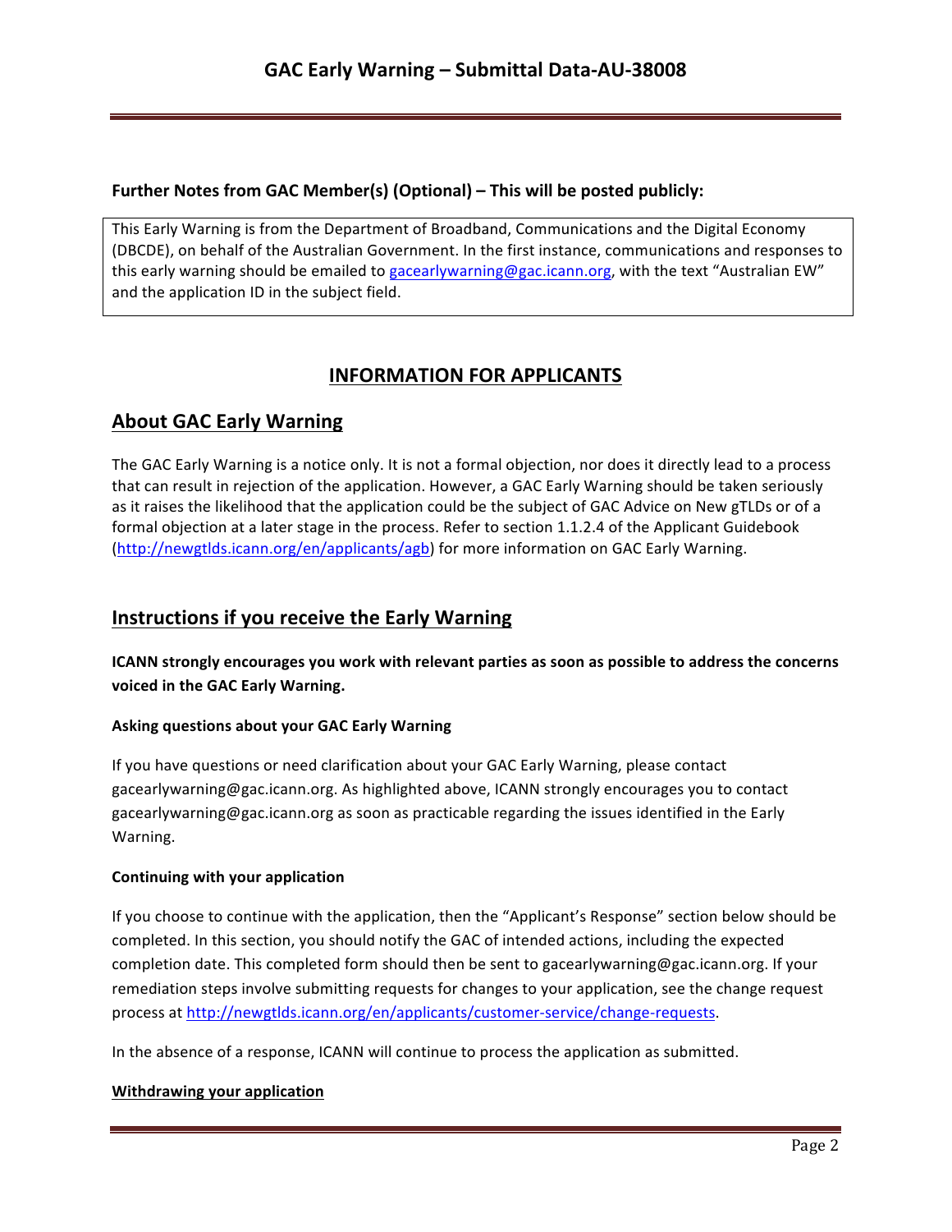**Further Notes from GAC Member(s) (Optional) – This will be posted publicly:**

This Early Warning is from the Department of Broadband, Communications and the Digital Economy (DBCDE), on behalf of the Australian Government. In the first instance, communications and responses to this early warning should be emailed to gacearlywarning@gac.icann.org, with the text "Australian EW" and the application ID in the subject field.

## INFORMATION FOR APPLICANTS

## About GAC Early Warning

The GAC Early Warning is a notice only. It is not a formal objection, nor does it directly lead to a process that can result in rejection of the application. However, a GAC Early Warning should be taken seriously as it raises the likelihood that the application could be the subject of GAC Advice on New gTLDs or of a formal objection at a later stage in the process. Refer to section 1.1.2.4 of the Applicant Guidebook (http://newgtlds.icann.org/en/applicants/agb) for more information on GAC Early Warning.

## Instructions if you receive the Early Warning

**ICANN strongly encourages you work with relevant parties as soon as possible to address the concerns voiced in the GAC Early Warning.**

**Asking questions about your GAC Early Warning**

If you have questions or need clarification about your GAC Early Warning, please contact gacearlywarning@gac.icann.org. As highlighted above, ICANN strongly encourages you to contact gacearlywarning@gac.icann.org as soon as practicable regarding the issues identified in the Early Warning.

**Continuing with your application**

If you choose to continue with the application, then the "Applicant's Response" section below should be completed. In this section, you should notify the GAC of intended actions, including the expected completion date. This completed form should then be sent to gacearlywarning@gac.icann.org. If your remediation steps involve submitting requests for changes to your application, see the change request process at http://newgtlds.icann.org/en/applicants/customer-service/change-requests.

In the absence of a response, ICANN will continue to process the application as submitted.

**Withdrawing your application**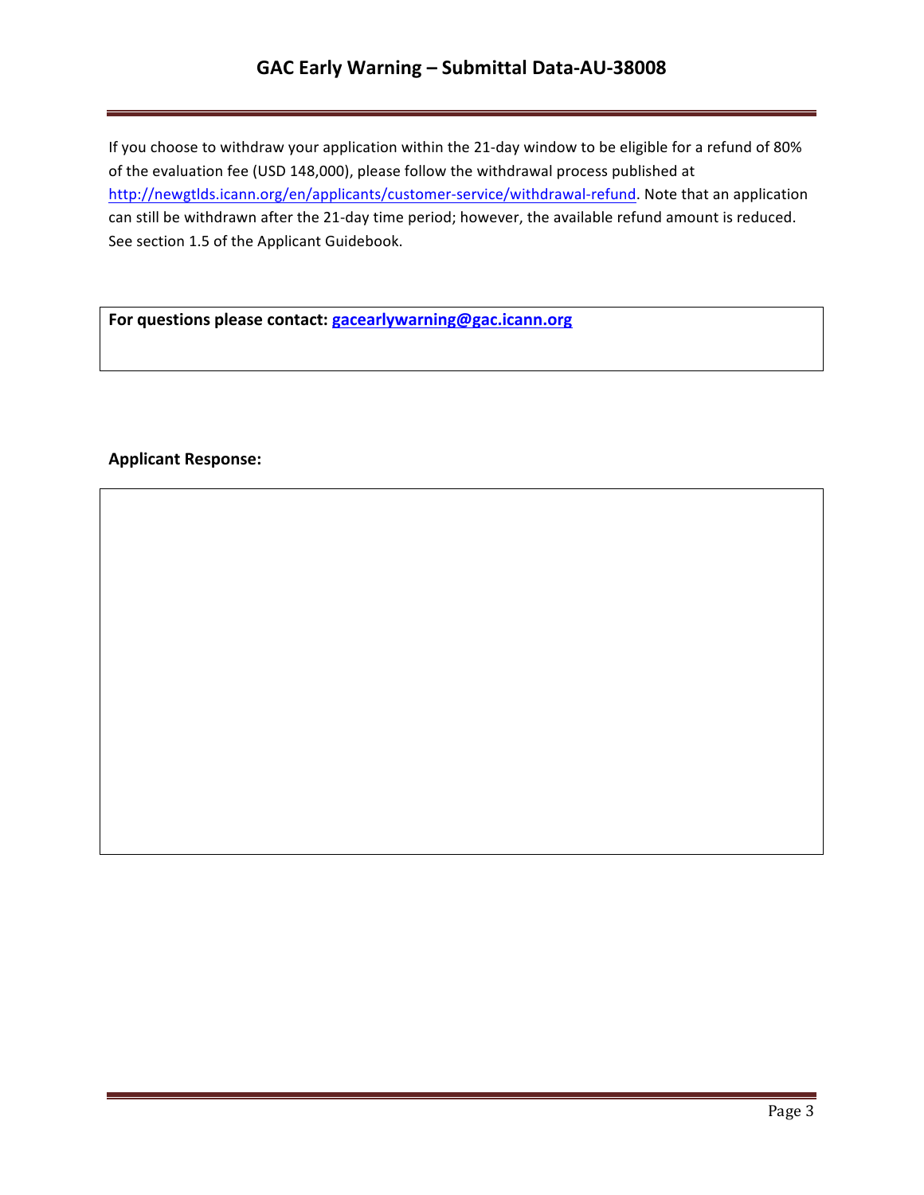If you choose to withdraw your application within the 21-day window to be eligible for a refund of 80% of the evaluation fee (USD 148,000), please follow the withdrawal process published at http://newgtlds.icann.org/en/applicants/customer-service/withdrawal-refund. Note that an application can still be withdrawn after the 21-day time period; however, the available refund amount is reduced. See section 1.5 of the Applicant Guidebook.

**For questions please contact: gacearlywarning@gac.icann.org**

**Applicant Response:**